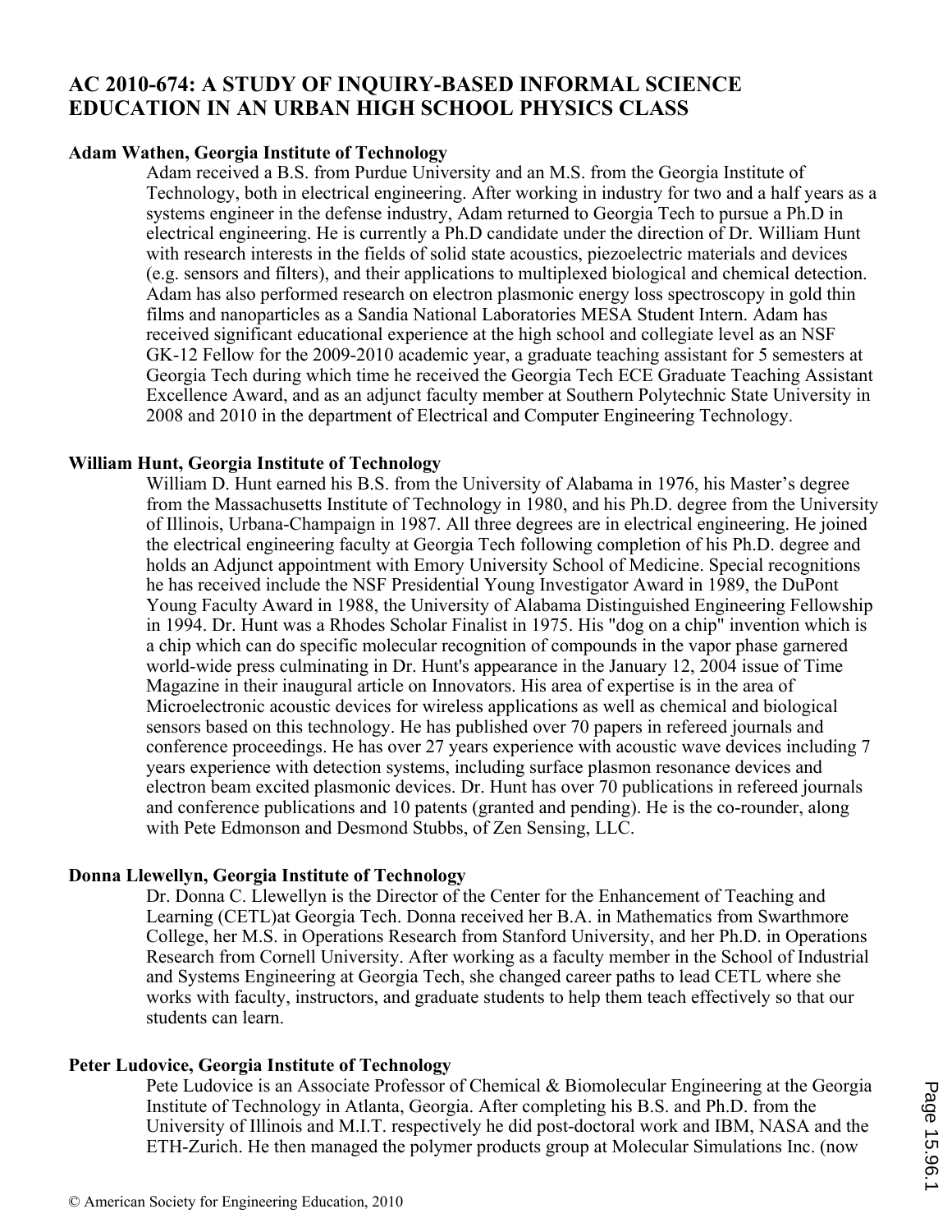# AC 2010-674: A STUDY OF INQUIRY-BASED INFORMAL SCIENCE EDUCATION IN AN URBAN HIGH SCHOOL PHYSICS CLASS

**Adam Wathen, Georgia Institute of Technology**

Adam received a B.S. from Purdue University and an M.S. from the Georgia Institute of Technology, both in electrical engineering. After working in industry for two and a half years as a systems engineer in the defense industry, Adam returned to Georgia Tech to pursue a Ph.D in electrical engineering. He is currently a Ph.D candidate under the direction of Dr. William Hunt with research interests in the fields of solid state acoustics, piezoelectric materials and devices (e.g. sensors and filters), and their applications to multiplexed biological and chemical detection. Adam has also performed research on electron plasmonic energy loss spectroscopy in gold thin films and nanoparticles as a Sandia National Laboratories MESA Student Intern. Adam has received significant educational experience at the high school and collegiate level as an NSF GK-12 Fellow for the 2009-2010 academic year, a graduate teaching assistant for 5 semesters at Georgia Tech during which time he received the Georgia Tech ECE Graduate Teaching Assistant Excellence Award, and as an adjunct faculty member at Southern Polytechnic State University in 2008 and 2010 in the department of Electrical and Computer Engineering Technology.

**William Hunt, Georgia Institute of Technology**

William D. Hunt earned his B.S. from the University of Alabama in 1976, his Master's degree from the Massachusetts Institute of Technology in 1980, and his Ph.D. degree from the University of Illinois, Urbana-Champaign in 1987. All three degrees are in electrical engineering. He joined the electrical engineering faculty at Georgia Tech following completion of his Ph.D. degree and holds an Adjunct appointment with Emory University School of Medicine. Special recognitions he has received include the NSF Presidential Young Investigator Award in 1989, the DuPont Young Faculty Award in 1988, the University of Alabama Distinguished Engineering Fellowship in 1994. Dr. Hunt was a Rhodes Scholar Finalist in 1975. His "dog on a chip" invention which is a chip which can do specific molecular recognition of compounds in the vapor phase garnered world-wide press culminating in Dr. Hunt's appearance in the January 12, 2004 issue of Time Magazine in their inaugural article on Innovators. His area of expertise is in the area of Microelectronic acoustic devices for wireless applications as well as chemical and biological sensors based on this technology. He has published over 70 papers in refereed journals and conference proceedings. He has over 27 years experience with acoustic wave devices including 7 years experience with detection systems, including surface plasmon resonance devices and electron beam excited plasmonic devices. Dr. Hunt has over 70 publications in refereed journals and conference publications and 10 patents (granted and pending). He is the co-rounder, along with Pete Edmonson and Desmond Stubbs, of Zen Sensing, LLC.

**Donna Llewellyn, Georgia Institute of Technology**

Dr. Donna C. Llewellyn is the Director of the Center for the Enhancement of Teaching and Learning (CETL)at Georgia Tech. Donna received her B.A. in Mathematics from Swarthmore College, her M.S. in Operations Research from Stanford University, and her Ph.D. in Operations Research from Cornell University. After working as a faculty member in the School of Industrial and Systems Engineering at Georgia Tech, she changed career paths to lead CETL where she works with faculty, instructors, and graduate students to help them teach effectively so that our students can learn.

**Peter Ludovice, Georgia Institute of Technology**

Pete Ludovice is an Associate Professor of Chemical & Biomolecular Engineering at the Georgia Institute of Technology in Atlanta, Georgia. After completing his B.S. and Ph.D. from the University of Illinois and M.I.T. respectively he did post-doctoral work and IBM, NASA and the ETH-Zurich. He then managed the polymer products group at Molecular Simulations Inc. (now

© American Society for Engineering Education, 2010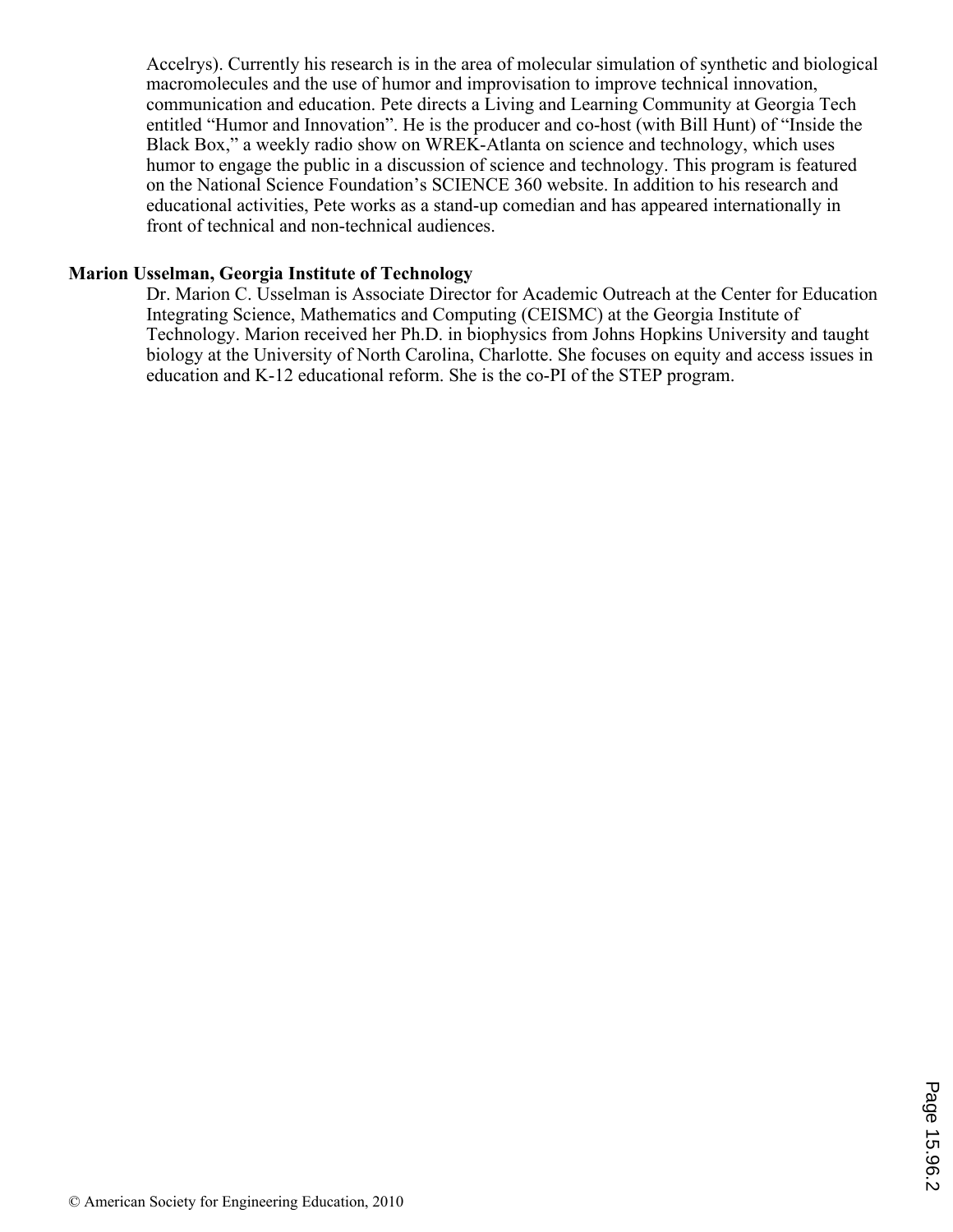Accelrys). Currently his research is in the area of molecular simulation of synthetic and biological macromolecules and the use of humor and improvisation to improve technical innovation, communication and education. Pete directs a Living and Learning Community at Georgia Tech entitled “Humor and Innovation”. He is the producer and co-host (with Bill Hunt) of “Inside the Black Box,” a weekly radio show on WREK-Atlanta on science and technology, which uses humor to engage the public in a discussion of science and technology. This program is featured on the National Science Foundation’s SCIENCE 360 website. In addition to his research and educational activities, Pete works as a stand-up comedian and has appeared internationally in front of technical and non-technical audiences.

**Marion Usselman, Georgia Institute of Technology**

Dr. Marion C. Usselman is Associate Director for Academic Outreach at the Center for Education Integrating Science, Mathematics and Computing (CEISMC) at the Georgia Institute of Technology. Marion received her Ph.D. in biophysics from Johns Hopkins University and taught biology at the University of North Carolina, Charlotte. She focuses on equity and access issues in education and K-12 educational reform. She is the co-PI of the STEP program.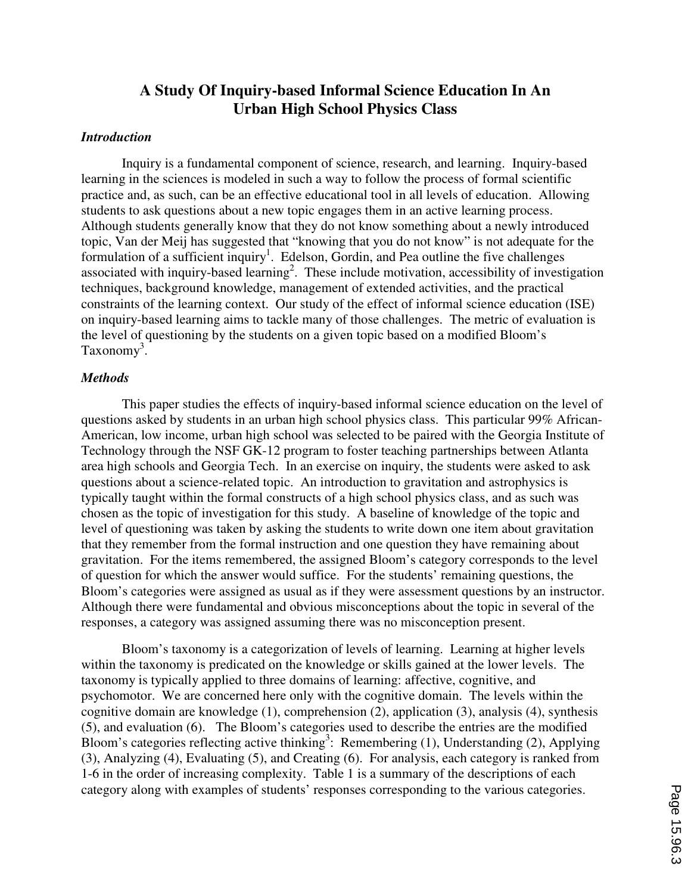# A Study Of Inquiry-based Informal Science Education In An Urban High School Physics Class

### *Introduction*

Inquiry is a fundamental component of science, research, and learning. Inquiry-based learning in the sciences is modeled in such a way to follow the process of formal scientific practice and, as such, can be an effective educational tool in all levels of education. Allowing students to ask questions about a new topic engages them in an active learning process. Although students generally know that they do not know something about a newly introduced topic, Van der Meij has suggested that "knowing that you do not know" is not adequate for the formulation of a sufficient inquiry[1]. Edelson, Gordin, and Pea outline the five challenges associated with inquiry-based learning[2]. These include motivation, accessibility of investigation techniques, background knowledge, management of extended activities, and the practical constraints of the learning context. Our study of the effect of informal science education (ISE) on inquiry-based learning aims to tackle many of those challenges. The metric of evaluation is the level of questioning by the students on a given topic based on a modified Bloom's Taxonomy[3].

### *Methods*

This paper studies the effects of inquiry-based informal science education on the level of questions asked by students in an urban high school physics class. This particular 99% African-American, low income, urban high school was selected to be paired with the Georgia Institute of Technology through the NSF GK-12 program to foster teaching partnerships between Atlanta area high schools and Georgia Tech. In an exercise on inquiry, the students were asked to ask questions about a science-related topic. An introduction to gravitation and astrophysics is typically taught within the formal constructs of a high school physics class, and as such was chosen as the topic of investigation for this study. A baseline of knowledge of the topic and level of questioning was taken by asking the students to write down one item about gravitation that they remember from the formal instruction and one question they have remaining about gravitation. For the items remembered, the assigned Bloom's category corresponds to the level of question for which the answer would suffice. For the students' remaining questions, the Bloom's categories were assigned as usual as if they were assessment questions by an instructor. Although there were fundamental and obvious misconceptions about the topic in several of the responses, a category was assigned assuming there was no misconception present.

Bloom's taxonomy is a categorization of levels of learning. Learning at higher levels within the taxonomy is predicated on the knowledge or skills gained at the lower levels. The taxonomy is typically applied to three domains of learning: affective, cognitive, and psychomotor. We are concerned here only with the cognitive domain. The levels within the cognitive domain are knowledge (1), comprehension (2), application (3), analysis (4), synthesis (5), and evaluation (6). The Bloom's categories used to describe the entries are the modified Bloom's categories reflecting active thinking[3]: Remembering (1), Understanding (2), Applying (3), Analyzing (4), Evaluating (5), and Creating (6). For analysis, each category is ranked from 1-6 in the order of increasing complexity. Table 1 is a summary of the descriptions of each category along with examples of students' responses corresponding to the various categories.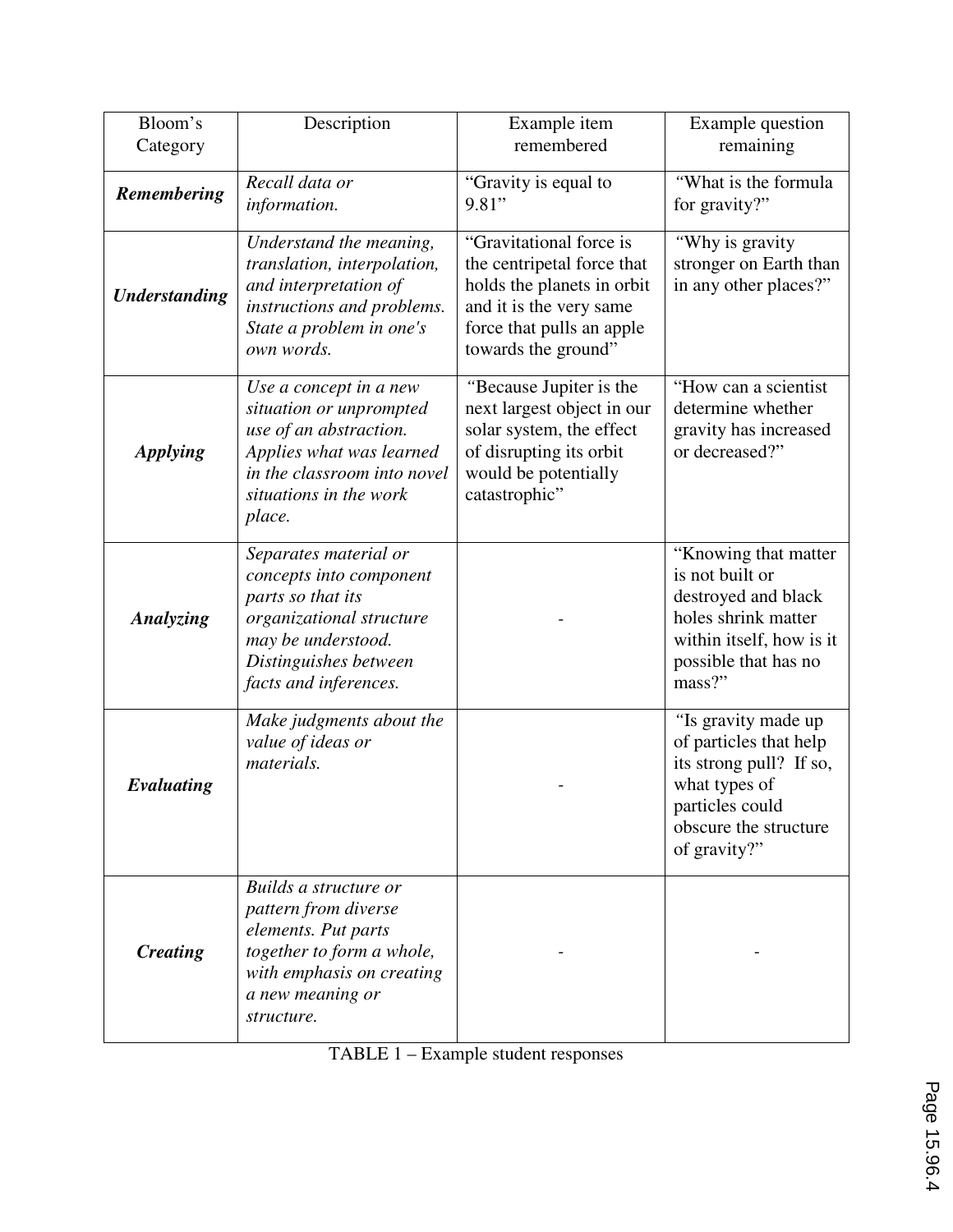| Bloom's Category | Description | Example item remembered | Example question remaining |
|---|---|---|---|
| ***Remembering*** | *Recall data or information.* | "Gravity is equal to 9.81" | "What is the formula for gravity?" |
| ***Understanding*** | *Understand the meaning, translation, interpolation, and interpretation of instructions and problems. State a problem in one's own words.* | "Gravitational force is the centripetal force that holds the planets in orbit and it is the very same force that pulls an apple towards the ground" | "Why is gravity stronger on Earth than in any other places?" |
| ***Applying*** | *Use a concept in a new situation or unprompted use of an abstraction. Applies what was learned in the classroom into novel situations in the work place.* | "Because Jupiter is the next largest object in our solar system, the effect of disrupting its orbit would be potentially catastrophic" | "How can a scientist determine whether gravity has increased or decreased?" |
| ***Analyzing*** | *Separates material or concepts into component parts so that its organizational structure may be understood. Distinguishes between facts and inferences.* | - | "Knowing that matter is not built or destroyed and black holes shrink matter within itself, how is it possible that has no mass?" |
| ***Evaluating*** | *Make judgments about the value of ideas or materials.* | - | "Is gravity made up of particles that help its strong pull? If so, what types of particles could obscure the structure of gravity?" |
| ***Creating*** | *Builds a structure or pattern from diverse elements. Put parts together to form a whole, with emphasis on creating a new meaning or structure.* | - | - |

TABLE 1 – Example student responses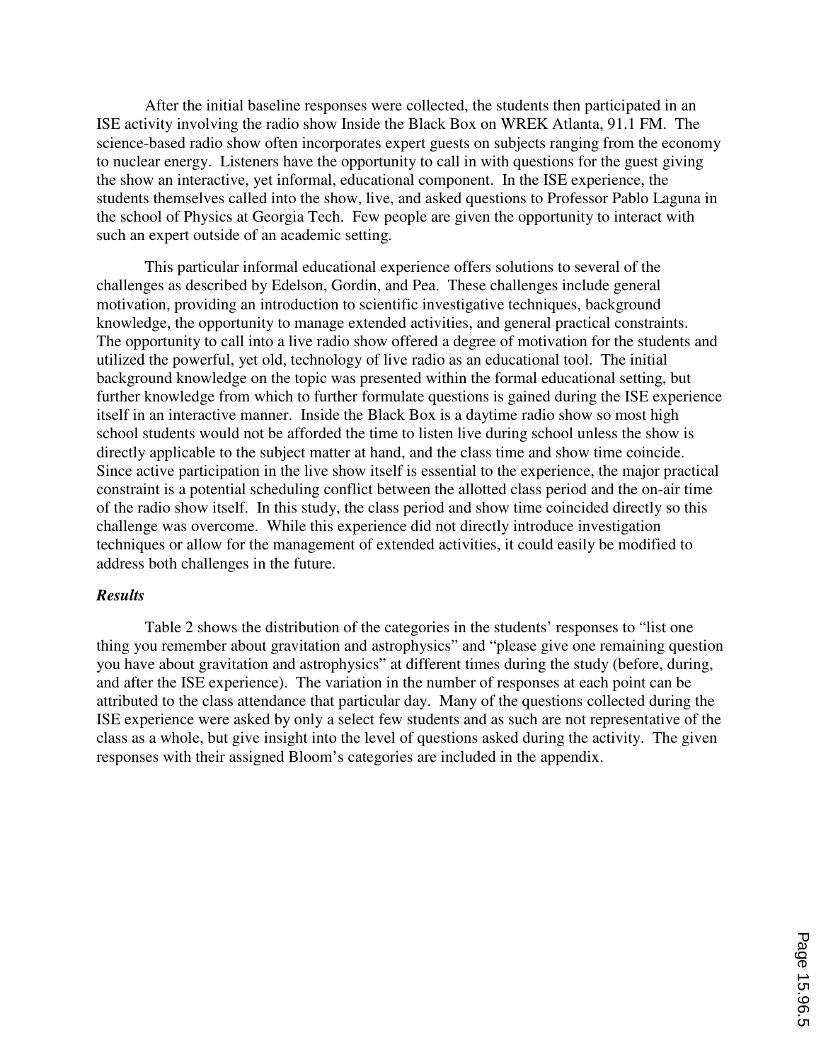After the initial baseline responses were collected, the students then participated in an ISE activity involving the radio show Inside the Black Box on WREK Atlanta, 91.1 FM. The science-based radio show often incorporates expert guests on subjects ranging from the economy to nuclear energy. Listeners have the opportunity to call in with questions for the guest giving the show an interactive, yet informal, educational component. In the ISE experience, the students themselves called into the show, live, and asked questions to Professor Pablo Laguna in the school of Physics at Georgia Tech. Few people are given the opportunity to interact with such an expert outside of an academic setting.

This particular informal educational experience offers solutions to several of the challenges as described by Edelson, Gordin, and Pea. These challenges include general motivation, providing an introduction to scientific investigative techniques, background knowledge, the opportunity to manage extended activities, and general practical constraints. The opportunity to call into a live radio show offered a degree of motivation for the students and utilized the powerful, yet old, technology of live radio as an educational tool. The initial background knowledge on the topic was presented within the formal educational setting, but further knowledge from which to further formulate questions is gained during the ISE experience itself in an interactive manner. Inside the Black Box is a daytime radio show so most high school students would not be afforded the time to listen live during school unless the show is directly applicable to the subject matter at hand, and the class time and show time coincide. Since active participation in the live show itself is essential to the experience, the major practical constraint is a potential scheduling conflict between the allotted class period and the on-air time of the radio show itself. In this study, the class period and show time coincided directly so this challenge was overcome. While this experience did not directly introduce investigation techniques or allow for the management of extended activities, it could easily be modified to address both challenges in the future.

***Results***

Table 2 shows the distribution of the categories in the students' responses to "list one thing you remember about gravitation and astrophysics" and "please give one remaining question you have about gravitation and astrophysics" at different times during the study (before, during, and after the ISE experience). The variation in the number of responses at each point can be attributed to the class attendance that particular day. Many of the questions collected during the ISE experience were asked by only a select few students and as such are not representative of the class as a whole, but give insight into the level of questions asked during the activity. The given responses with their assigned Bloom's categories are included in the appendix.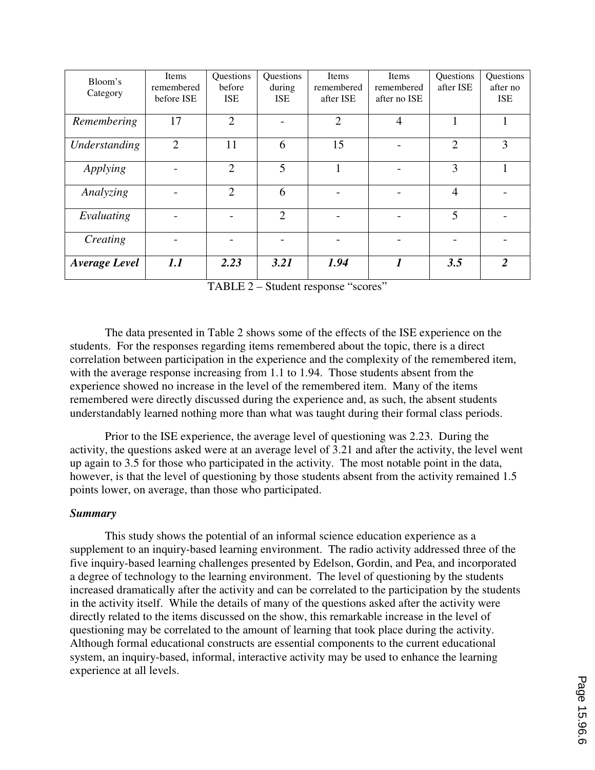| Bloom's Category | Items remembered before ISE | Questions before ISE | Questions during ISE | Items remembered after ISE | Items remembered after no ISE | Questions after ISE | Questions after no ISE |
|---|---|---|---|---|---|---|---|
| *Remembering* | 17 | 2 | - | 2 | 4 | 1 | 1 |
| *Understanding* | 2 | 11 | 6 | 15 | - | 2 | 3 |
| *Applying* | - | 2 | 5 | 1 | - | 3 | 1 |
| *Analyzing* | - | 2 | 6 | - | - | 4 | - |
| *Evaluating* | - | - | 2 | - | - | 5 | - |
| *Creating* | - | - | - | - | - | - | - |
| ***Average Level*** | ***1.1*** | ***2.23*** | ***3.21*** | ***1.94*** | ***1*** | ***3.5*** | ***2*** |

TABLE 2 – Student response "scores"

The data presented in Table 2 shows some of the effects of the ISE experience on the students. For the responses regarding items remembered about the topic, there is a direct correlation between participation in the experience and the complexity of the remembered item, with the average response increasing from 1.1 to 1.94. Those students absent from the experience showed no increase in the level of the remembered item. Many of the items remembered were directly discussed during the experience and, as such, the absent students understandably learned nothing more than what was taught during their formal class periods.

Prior to the ISE experience, the average level of questioning was 2.23. During the activity, the questions asked were at an average level of 3.21 and after the activity, the level went up again to 3.5 for those who participated in the activity. The most notable point in the data, however, is that the level of questioning by those students absent from the activity remained 1.5 points lower, on average, than those who participated.

***Summary***

This study shows the potential of an informal science education experience as a supplement to an inquiry-based learning environment. The radio activity addressed three of the five inquiry-based learning challenges presented by Edelson, Gordin, and Pea, and incorporated a degree of technology to the learning environment. The level of questioning by the students increased dramatically after the activity and can be correlated to the participation by the students in the activity itself. While the details of many of the questions asked after the activity were directly related to the items discussed on the show, this remarkable increase in the level of questioning may be correlated to the amount of learning that took place during the activity. Although formal educational constructs are essential components to the current educational system, an inquiry-based, informal, interactive activity may be used to enhance the learning experience at all levels.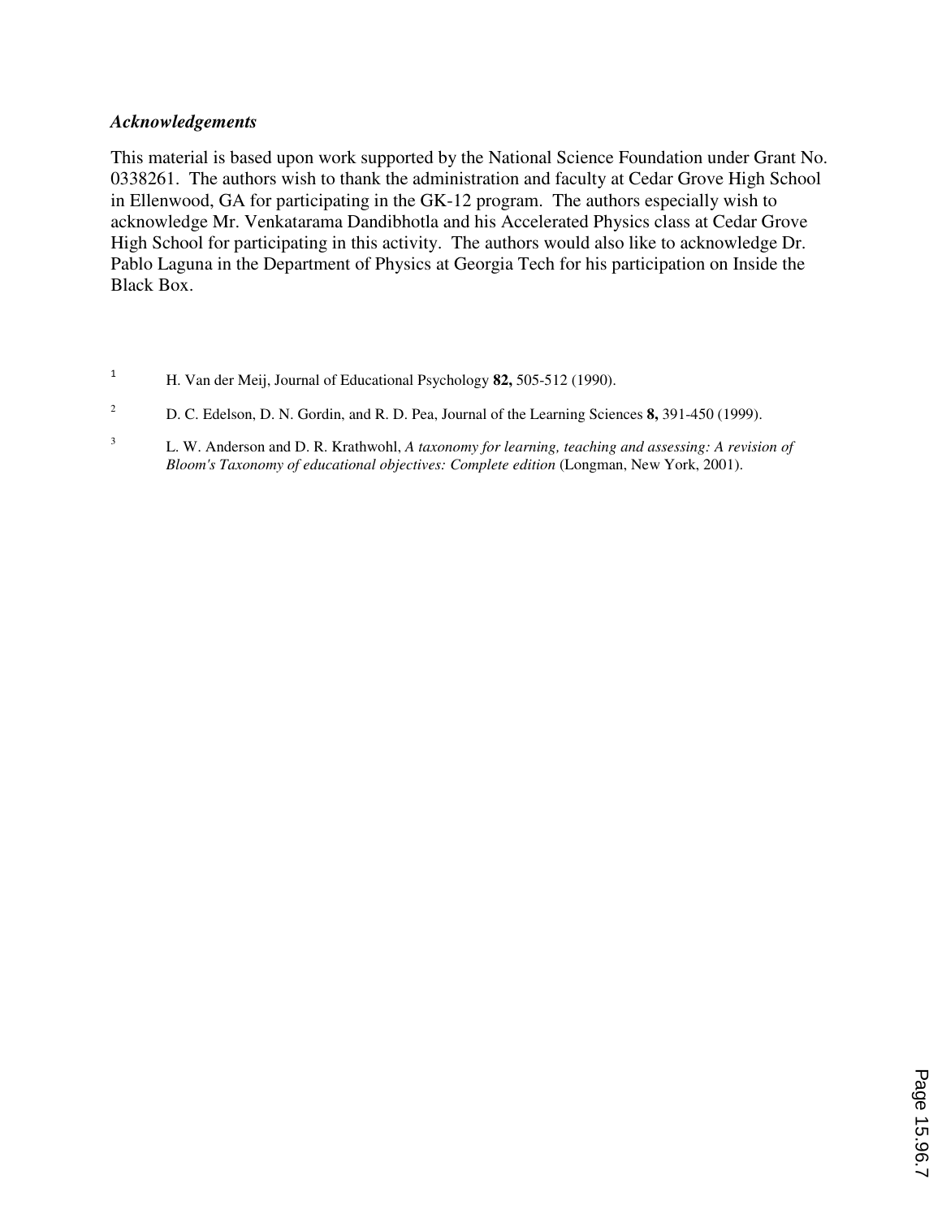### *Acknowledgements*

This material is based upon work supported by the National Science Foundation under Grant No. 0338261. The authors wish to thank the administration and faculty at Cedar Grove High School in Ellenwood, GA for participating in the GK-12 program. The authors especially wish to acknowledge Mr. Venkatarama Dandibhotla and his Accelerated Physics class at Cedar Grove High School for participating in this activity. The authors would also like to acknowledge Dr. Pablo Laguna in the Department of Physics at Georgia Tech for his participation on Inside the Black Box.

[1] H. Van der Meij, Journal of Educational Psychology **82,** 505-512 (1990).

[2] D. C. Edelson, D. N. Gordin, and R. D. Pea, Journal of the Learning Sciences **8,** 391-450 (1999).

[3] L. W. Anderson and D. R. Krathwohl, *A taxonomy for learning, teaching and assessing: A revision of Bloom's Taxonomy of educational objectives: Complete edition* (Longman, New York, 2001).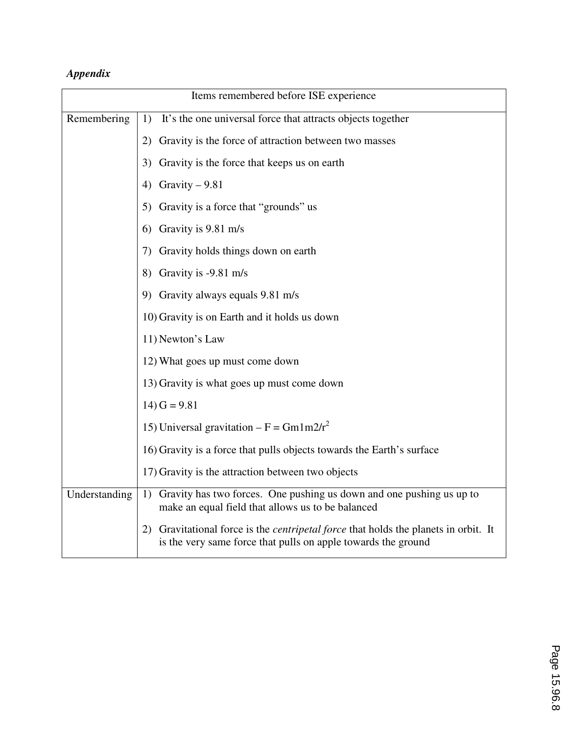*Appendix*

| Items remembered before ISE experience | |
|---|---|
| Remembering | 1) It's the one universal force that attracts objects together<br>2) Gravity is the force of attraction between two masses<br>3) Gravity is the force that keeps us on earth<br>4) Gravity – 9.81<br>5) Gravity is a force that "grounds" us<br>6) Gravity is 9.81 m/s<br>7) Gravity holds things down on earth<br>8) Gravity is -9.81 m/s<br>9) Gravity always equals 9.81 m/s<br>10) Gravity is on Earth and it holds us down<br>11) Newton's Law<br>12) What goes up must come down<br>13) Gravity is what goes up must come down<br>14) G = 9.81<br>15) Universal gravitation – $F = Gm1m2/r^2$<br>16) Gravity is a force that pulls objects towards the Earth's surface<br>17) Gravity is the attraction between two objects |
| Understanding | 1) Gravity has two forces. One pushing us down and one pushing us up to make an equal field that allows us to be balanced<br>2) Gravitational force is the *centripetal force* that holds the planets in orbit. It is the very same force that pulls on apple towards the ground |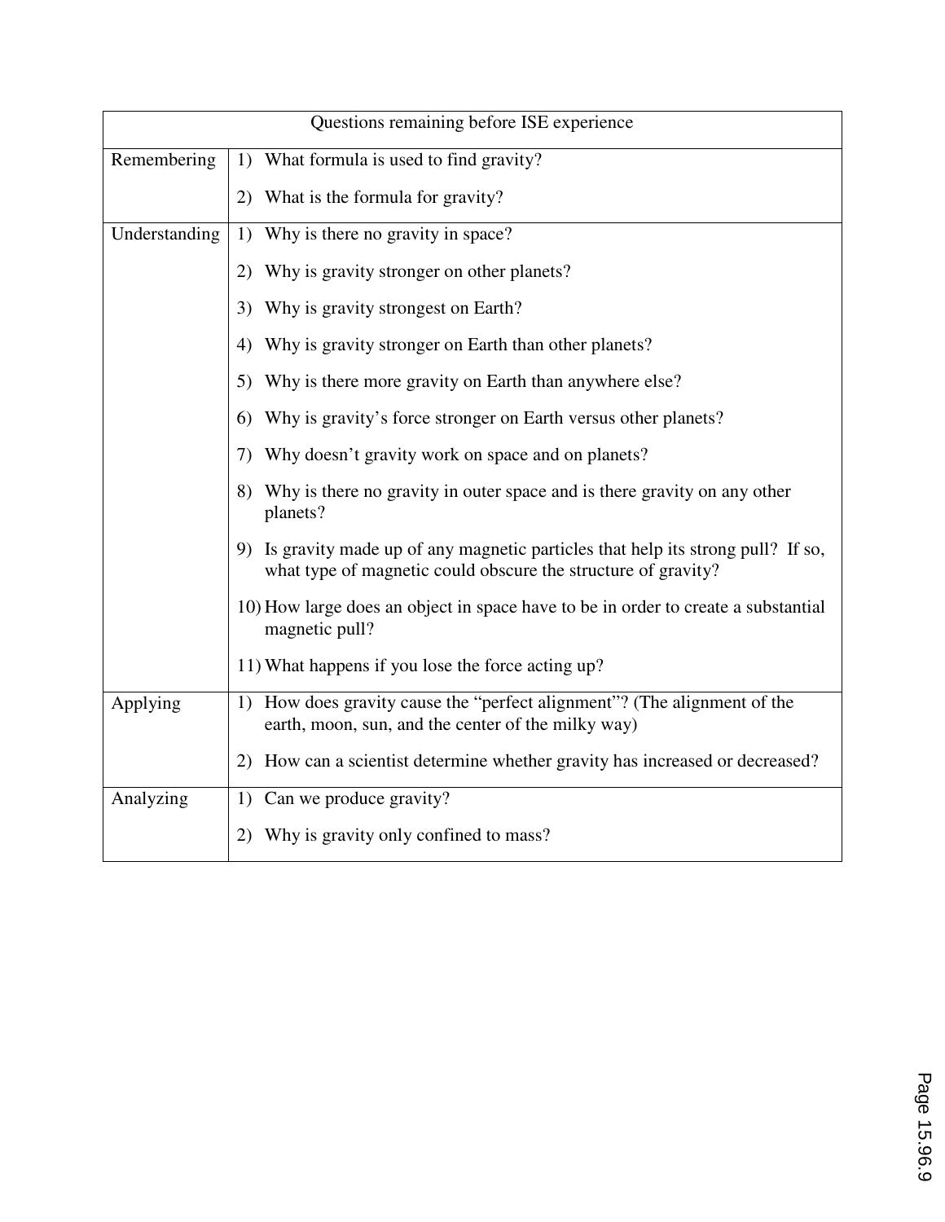| Questions remaining before ISE experience | |
|---|---|
| Remembering | 1) What formula is used to find gravity?<br>2) What is the formula for gravity? |
| Understanding | 1) Why is there no gravity in space?<br>2) Why is gravity stronger on other planets?<br>3) Why is gravity strongest on Earth?<br>4) Why is gravity stronger on Earth than other planets?<br>5) Why is there more gravity on Earth than anywhere else?<br>6) Why is gravity's force stronger on Earth versus other planets?<br>7) Why doesn't gravity work on space and on planets?<br>8) Why is there no gravity in outer space and is there gravity on any other planets?<br>9) Is gravity made up of any magnetic particles that help its strong pull? If so, what type of magnetic could obscure the structure of gravity?<br>10) How large does an object in space have to be in order to create a substantial magnetic pull?<br>11) What happens if you lose the force acting up? |
| Applying | 1) How does gravity cause the "perfect alignment"? (The alignment of the earth, moon, sun, and the center of the milky way)<br>2) How can a scientist determine whether gravity has increased or decreased? |
| Analyzing | 1) Can we produce gravity?<br>2) Why is gravity only confined to mass? |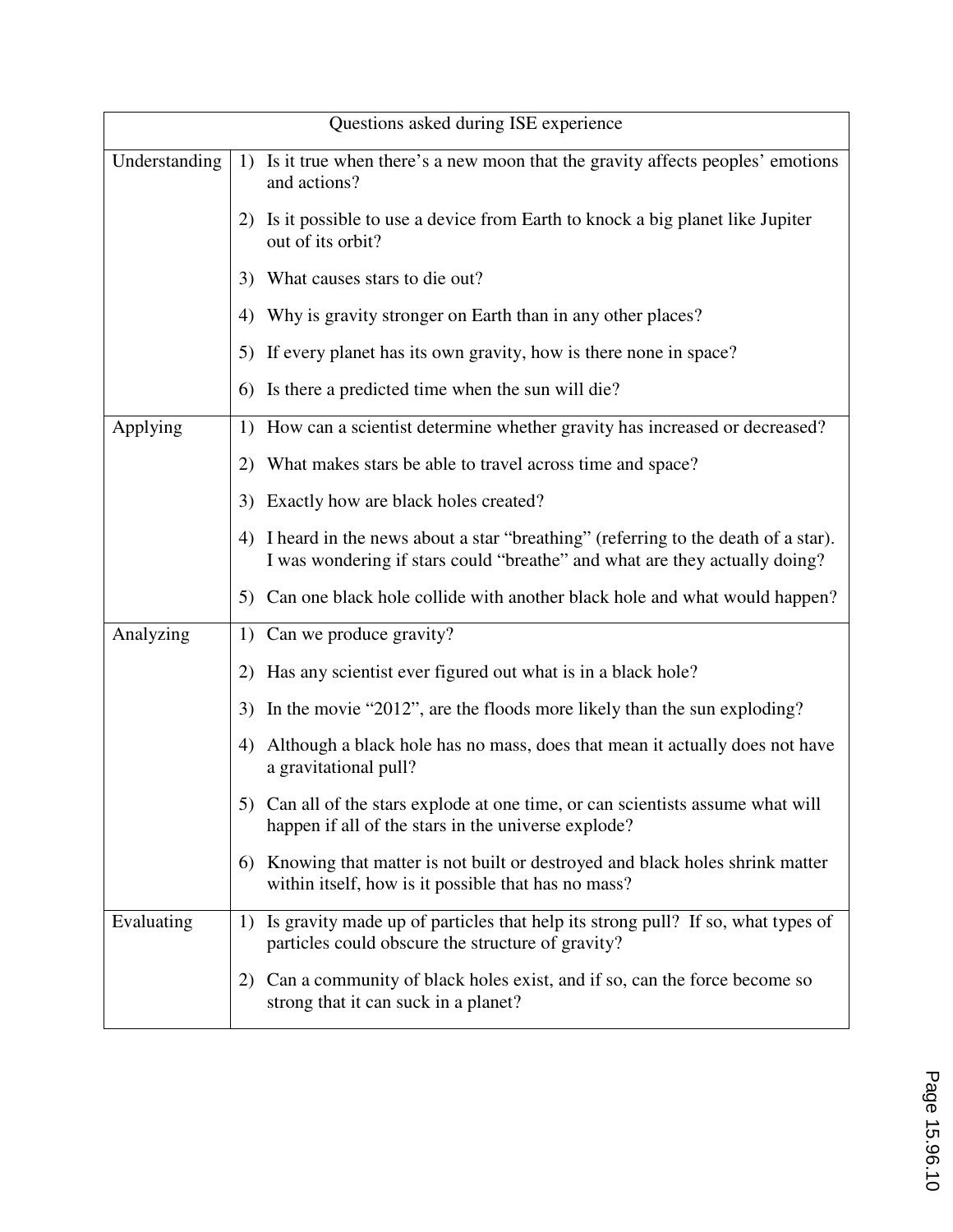| Questions asked during ISE experience | |
|---|---|
| Understanding | 1) Is it true when there's a new moon that the gravity affects peoples' emotions and actions?<br>2) Is it possible to use a device from Earth to knock a big planet like Jupiter out of its orbit?<br>3) What causes stars to die out?<br>4) Why is gravity stronger on Earth than in any other places?<br>5) If every planet has its own gravity, how is there none in space?<br>6) Is there a predicted time when the sun will die? |
| Applying | 1) How can a scientist determine whether gravity has increased or decreased?<br>2) What makes stars be able to travel across time and space?<br>3) Exactly how are black holes created?<br>4) I heard in the news about a star "breathing" (referring to the death of a star). I was wondering if stars could "breathe" and what are they actually doing?<br>5) Can one black hole collide with another black hole and what would happen? |
| Analyzing | 1) Can we produce gravity?<br>2) Has any scientist ever figured out what is in a black hole?<br>3) In the movie "2012", are the floods more likely than the sun exploding?<br>4) Although a black hole has no mass, does that mean it actually does not have a gravitational pull?<br>5) Can all of the stars explode at one time, or can scientists assume what will happen if all of the stars in the universe explode?<br>6) Knowing that matter is not built or destroyed and black holes shrink matter within itself, how is it possible that has no mass? |
| Evaluating | 1) Is gravity made up of particles that help its strong pull? If so, what types of particles could obscure the structure of gravity?<br>2) Can a community of black holes exist, and if so, can the force become so strong that it can suck in a planet? |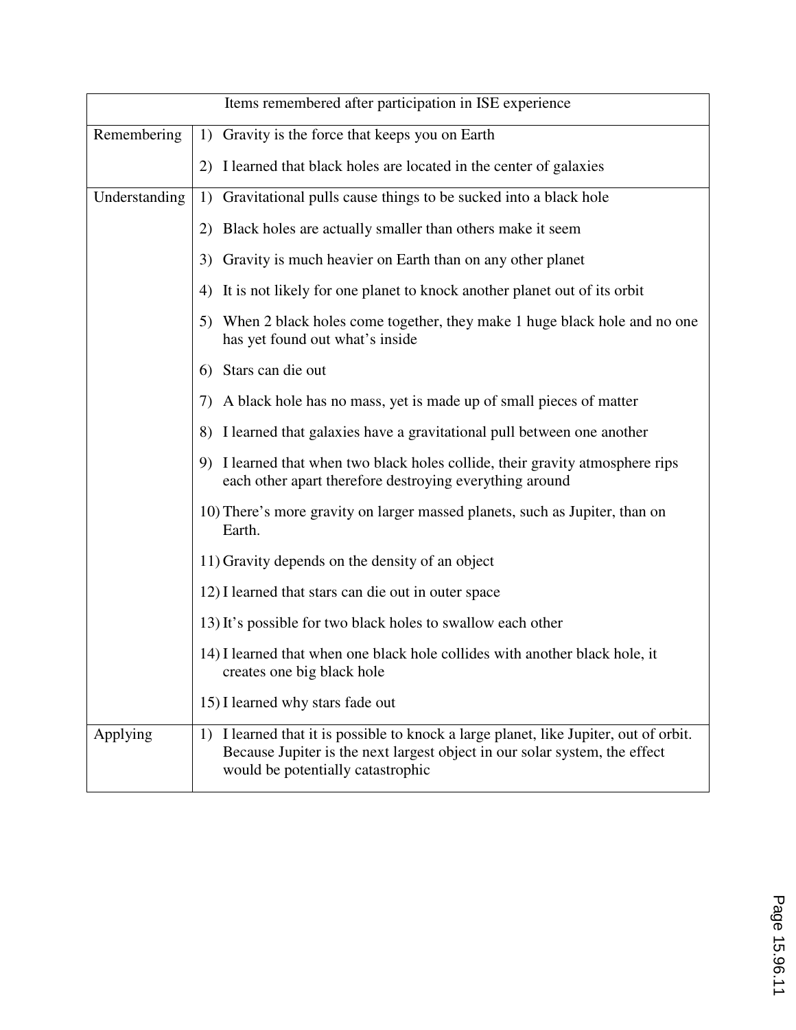| Items remembered after participation in ISE experience | |
|---|---|
| Remembering | 1) Gravity is the force that keeps you on Earth<br>2) I learned that black holes are located in the center of galaxies |
| Understanding | 1) Gravitational pulls cause things to be sucked into a black hole<br>2) Black holes are actually smaller than others make it seem<br>3) Gravity is much heavier on Earth than on any other planet<br>4) It is not likely for one planet to knock another planet out of its orbit<br>5) When 2 black holes come together, they make 1 huge black hole and no one has yet found out what's inside<br>6) Stars can die out<br>7) A black hole has no mass, yet is made up of small pieces of matter<br>8) I learned that galaxies have a gravitational pull between one another<br>9) I learned that when two black holes collide, their gravity atmosphere rips each other apart therefore destroying everything around<br>10) There's more gravity on larger massed planets, such as Jupiter, than on Earth.<br>11) Gravity depends on the density of an object<br>12) I learned that stars can die out in outer space<br>13) It's possible for two black holes to swallow each other<br>14) I learned that when one black hole collides with another black hole, it creates one big black hole<br>15) I learned why stars fade out |
| Applying | 1) I learned that it is possible to knock a large planet, like Jupiter, out of orbit. Because Jupiter is the next largest object in our solar system, the effect would be potentially catastrophic |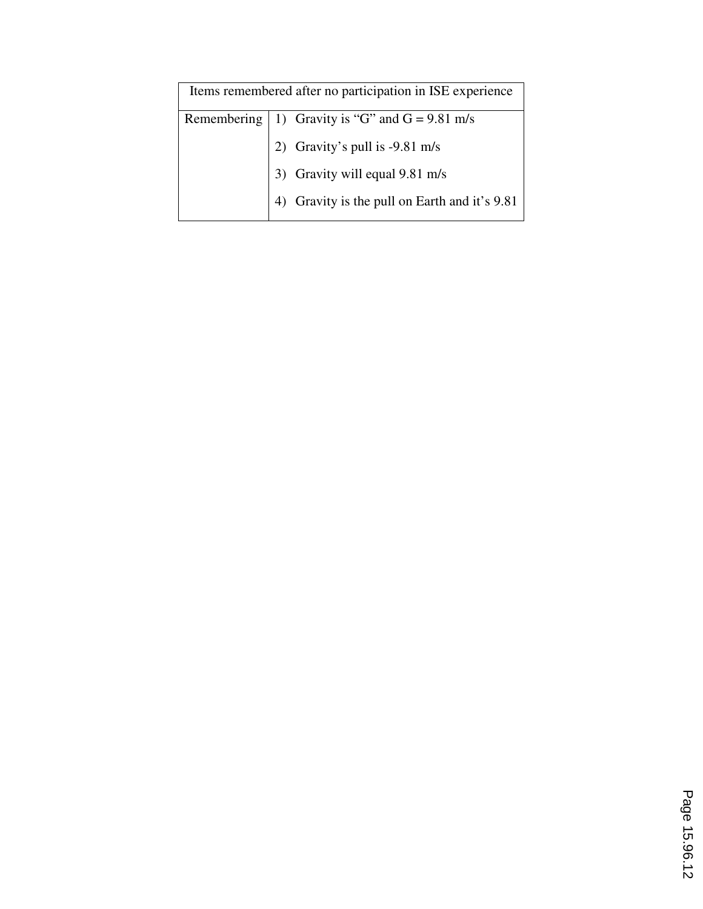| Items remembered after no participation in ISE experience | |
|---|---|
| Remembering | 1) Gravity is "G" and G = 9.81 m/s<br><br>2) Gravity's pull is -9.81 m/s<br><br>3) Gravity will equal 9.81 m/s<br><br>4) Gravity is the pull on Earth and it's 9.81 |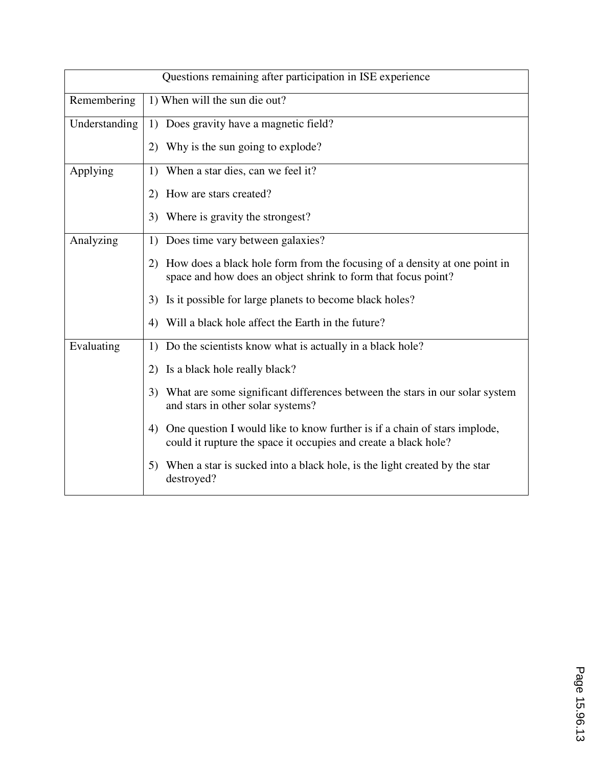| Questions remaining after participation in ISE experience | |
|---|---|
| Remembering | 1) When will the sun die out? |
| Understanding | 1) Does gravity have a magnetic field?<br>2) Why is the sun going to explode? |
| Applying | 1) When a star dies, can we feel it?<br>2) How are stars created?<br>3) Where is gravity the strongest? |
| Analyzing | 1) Does time vary between galaxies?<br>2) How does a black hole form from the focusing of a density at one point in space and how does an object shrink to form that focus point?<br>3) Is it possible for large planets to become black holes?<br>4) Will a black hole affect the Earth in the future? |
| Evaluating | 1) Do the scientists know what is actually in a black hole?<br>2) Is a black hole really black?<br>3) What are some significant differences between the stars in our solar system and stars in other solar systems?<br>4) One question I would like to know further is if a chain of stars implode, could it rupture the space it occupies and create a black hole?<br>5) When a star is sucked into a black hole, is the light created by the star destroyed? |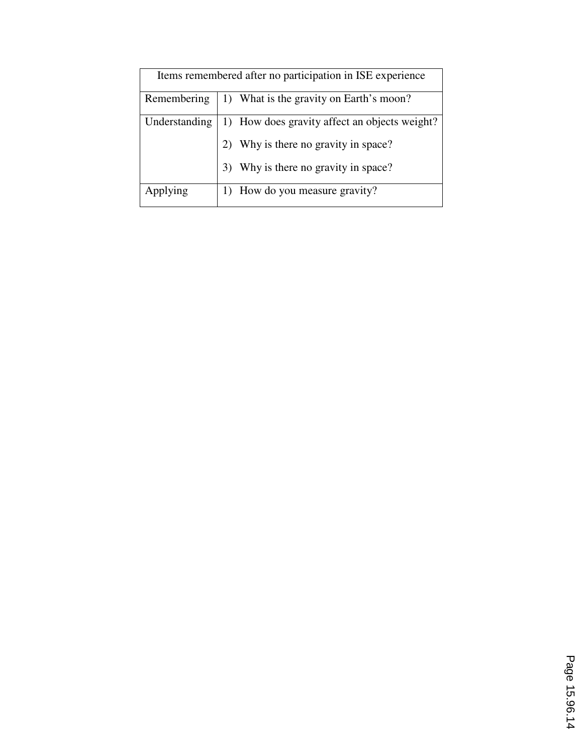| Items remembered after no participation in ISE experience | |
|---|---|
| Remembering | 1) What is the gravity on Earth's moon? |
| Understanding | 1) How does gravity affect an objects weight?<br>2) Why is there no gravity in space?<br>3) Why is there no gravity in space? |
| Applying | 1) How do you measure gravity? |